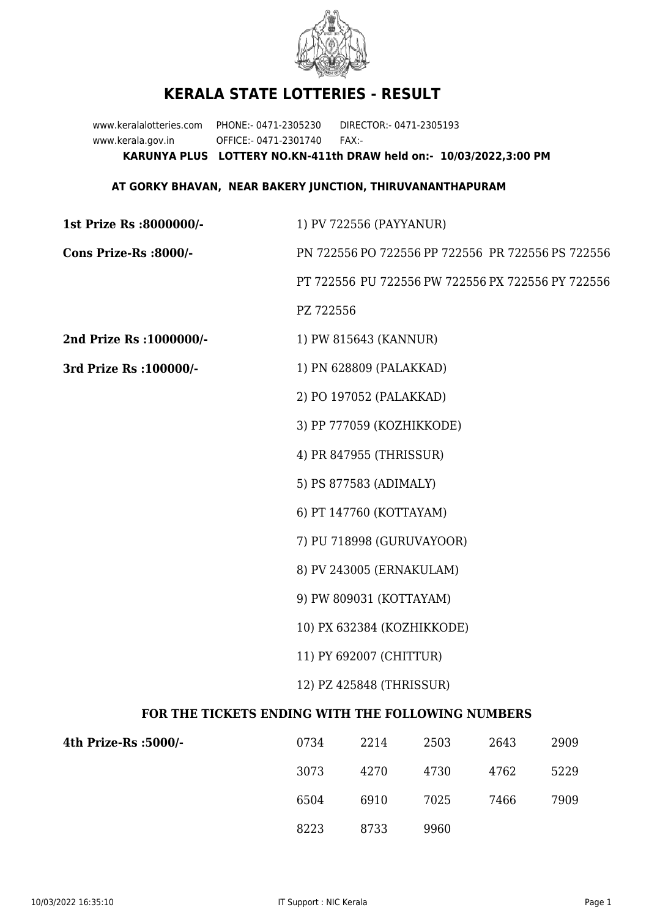# KERALA STATE LOTTERIES - RESULT

www.keralalotteries.com PHONE:- 0471-2305230 DIRECTOR:- 0471-2305193
www.kerala.gov.in OFFICE:- 0471-2301740 FAX:-

**KARUNYA PLUS LOTTERY NO.KN-411th DRAW held on:- 10/03/2022,3:00 PM**

**AT GORKY BHAVAN, NEAR BAKERY JUNCTION, THIRUVANANTHAPURAM**

**1st Prize Rs :8000000/-** 1) PV 722556 (PAYYANUR)

**Cons Prize-Rs :8000/-** PN 722556 PO 722556 PP 722556 PR 722556 PS 722556 PT 722556 PU 722556 PW 722556 PX 722556 PY 722556 PZ 722556

**2nd Prize Rs :1000000/-** 1) PW 815643 (KANNUR)

**3rd Prize Rs :100000/-**
1) PN 628809 (PALAKKAD)
2) PO 197052 (PALAKKAD)
3) PP 777059 (KOZHIKKODE)
4) PR 847955 (THRISSUR)
5) PS 877583 (ADIMALY)
6) PT 147760 (KOTTAYAM)
7) PU 718998 (GURUVAYOOR)
8) PV 243005 (ERNAKULAM)
9) PW 809031 (KOTTAYAM)
10) PX 632384 (KOZHIKKODE)
11) PY 692007 (CHITTUR)
12) PZ 425848 (THRISSUR)

## FOR THE TICKETS ENDING WITH THE FOLLOWING NUMBERS

**4th Prize-Rs :5000/-**

| | | | | |
|---|---|---|---|---|
| 0734 | 2214 | 2503 | 2643 | 2909 |
| 3073 | 4270 | 4730 | 4762 | 5229 |
| 6504 | 6910 | 7025 | 7466 | 7909 |
| 8223 | 8733 | 9960 | | |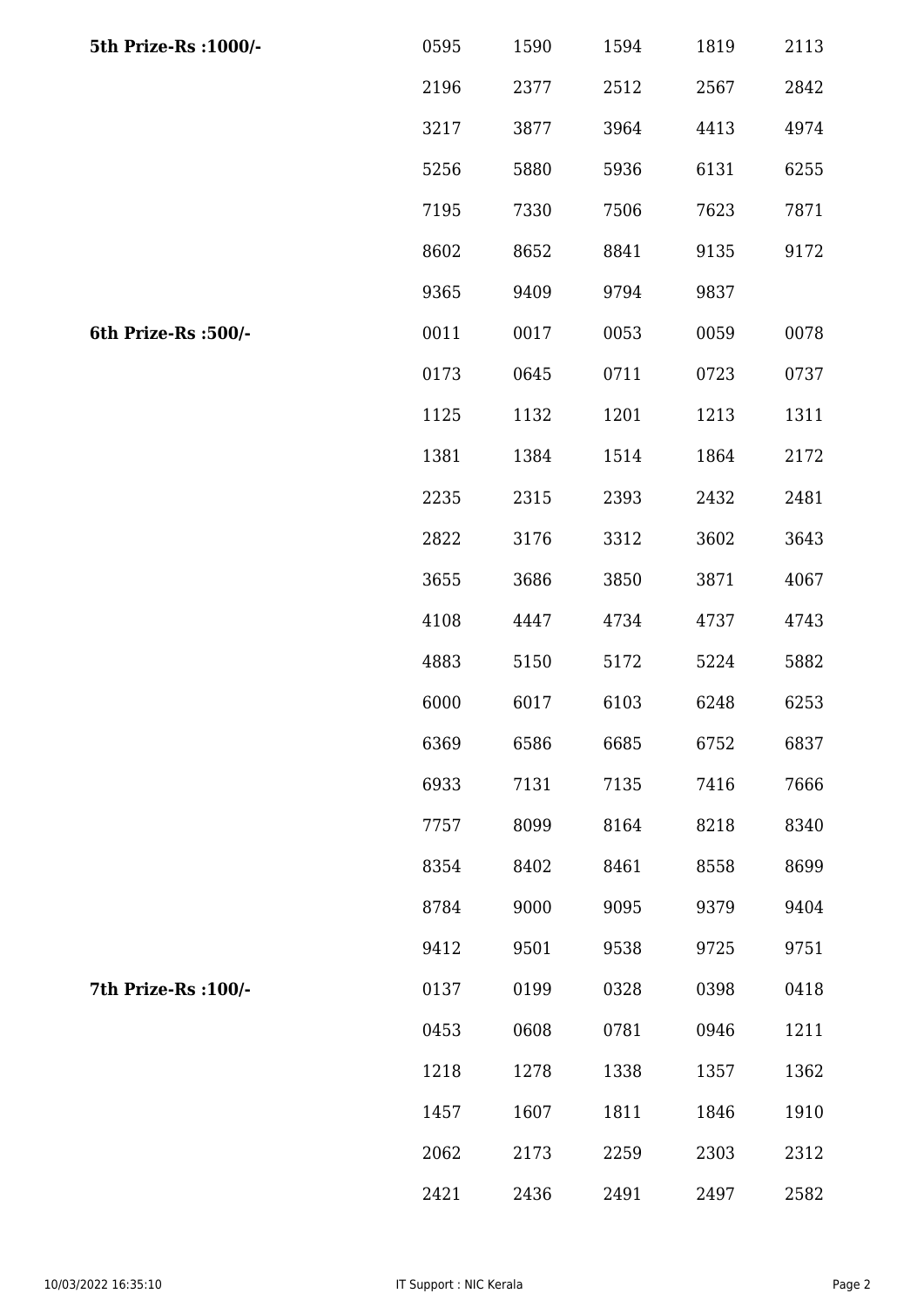| 5th Prize-Rs :1000/- | 0595 | 1590 | 1594 | 1819 | 2113 |
|---|---|---|---|---|---|
| | 2196 | 2377 | 2512 | 2567 | 2842 |
| | 3217 | 3877 | 3964 | 4413 | 4974 |
| | 5256 | 5880 | 5936 | 6131 | 6255 |
| | 7195 | 7330 | 7506 | 7623 | 7871 |
| | 8602 | 8652 | 8841 | 9135 | 9172 |
| | 9365 | 9409 | 9794 | 9837 | |
| **6th Prize-Rs :500/-** | 0011 | 0017 | 0053 | 0059 | 0078 |
| | 0173 | 0645 | 0711 | 0723 | 0737 |
| | 1125 | 1132 | 1201 | 1213 | 1311 |
| | 1381 | 1384 | 1514 | 1864 | 2172 |
| | 2235 | 2315 | 2393 | 2432 | 2481 |
| | 2822 | 3176 | 3312 | 3602 | 3643 |
| | 3655 | 3686 | 3850 | 3871 | 4067 |
| | 4108 | 4447 | 4734 | 4737 | 4743 |
| | 4883 | 5150 | 5172 | 5224 | 5882 |
| | 6000 | 6017 | 6103 | 6248 | 6253 |
| | 6369 | 6586 | 6685 | 6752 | 6837 |
| | 6933 | 7131 | 7135 | 7416 | 7666 |
| | 7757 | 8099 | 8164 | 8218 | 8340 |
| | 8354 | 8402 | 8461 | 8558 | 8699 |
| | 8784 | 9000 | 9095 | 9379 | 9404 |
| | 9412 | 9501 | 9538 | 9725 | 9751 |
| **7th Prize-Rs :100/-** | 0137 | 0199 | 0328 | 0398 | 0418 |
| | 0453 | 0608 | 0781 | 0946 | 1211 |
| | 1218 | 1278 | 1338 | 1357 | 1362 |
| | 1457 | 1607 | 1811 | 1846 | 1910 |
| | 2062 | 2173 | 2259 | 2303 | 2312 |
| | 2421 | 2436 | 2491 | 2497 | 2582 |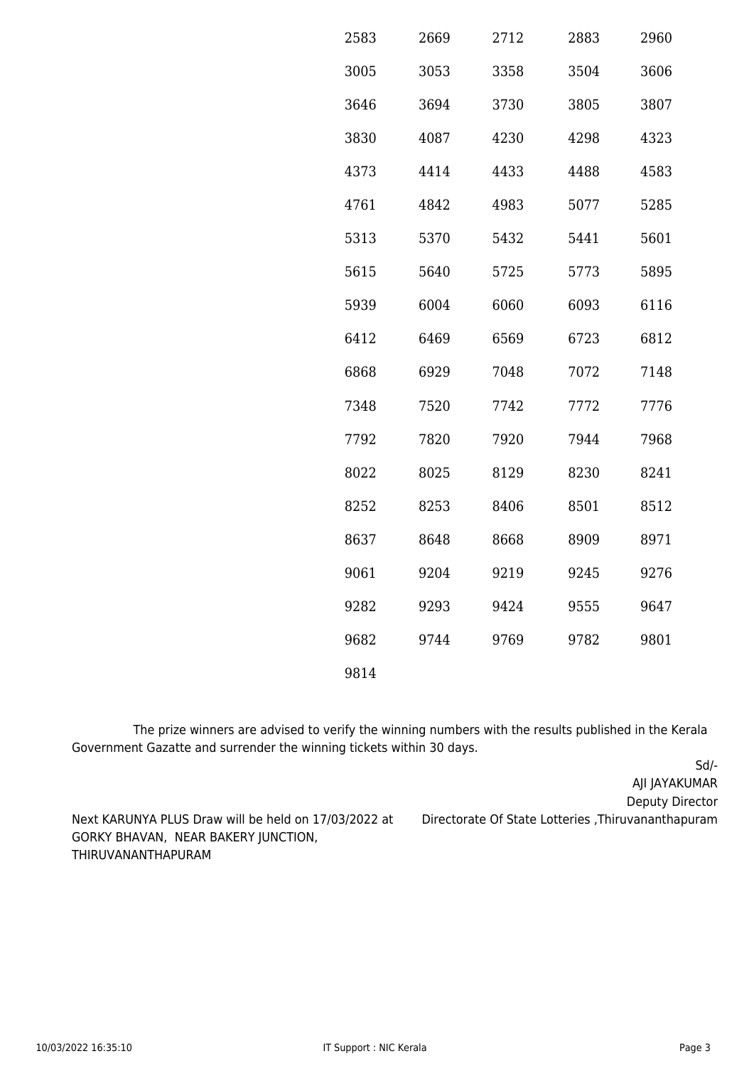| | | | | |
|---|---|---|---|---|
| 2583 | 2669 | 2712 | 2883 | 2960 |
| 3005 | 3053 | 3358 | 3504 | 3606 |
| 3646 | 3694 | 3730 | 3805 | 3807 |
| 3830 | 4087 | 4230 | 4298 | 4323 |
| 4373 | 4414 | 4433 | 4488 | 4583 |
| 4761 | 4842 | 4983 | 5077 | 5285 |
| 5313 | 5370 | 5432 | 5441 | 5601 |
| 5615 | 5640 | 5725 | 5773 | 5895 |
| 5939 | 6004 | 6060 | 6093 | 6116 |
| 6412 | 6469 | 6569 | 6723 | 6812 |
| 6868 | 6929 | 7048 | 7072 | 7148 |
| 7348 | 7520 | 7742 | 7772 | 7776 |
| 7792 | 7820 | 7920 | 7944 | 7968 |
| 8022 | 8025 | 8129 | 8230 | 8241 |
| 8252 | 8253 | 8406 | 8501 | 8512 |
| 8637 | 8648 | 8668 | 8909 | 8971 |
| 9061 | 9204 | 9219 | 9245 | 9276 |
| 9282 | 9293 | 9424 | 9555 | 9647 |
| 9682 | 9744 | 9769 | 9782 | 9801 |
| 9814 | | | | |

The prize winners are advised to verify the winning numbers with the results published in the Kerala Government Gazatte and surrender the winning tickets within 30 days.

Sd/-
AJI JAYAKUMAR
Deputy Director
Directorate Of State Lotteries ,Thiruvananthapuram

Next KARUNYA PLUS Draw will be held on 17/03/2022 at GORKY BHAVAN, NEAR BAKERY JUNCTION, THIRUVANANTHAPURAM